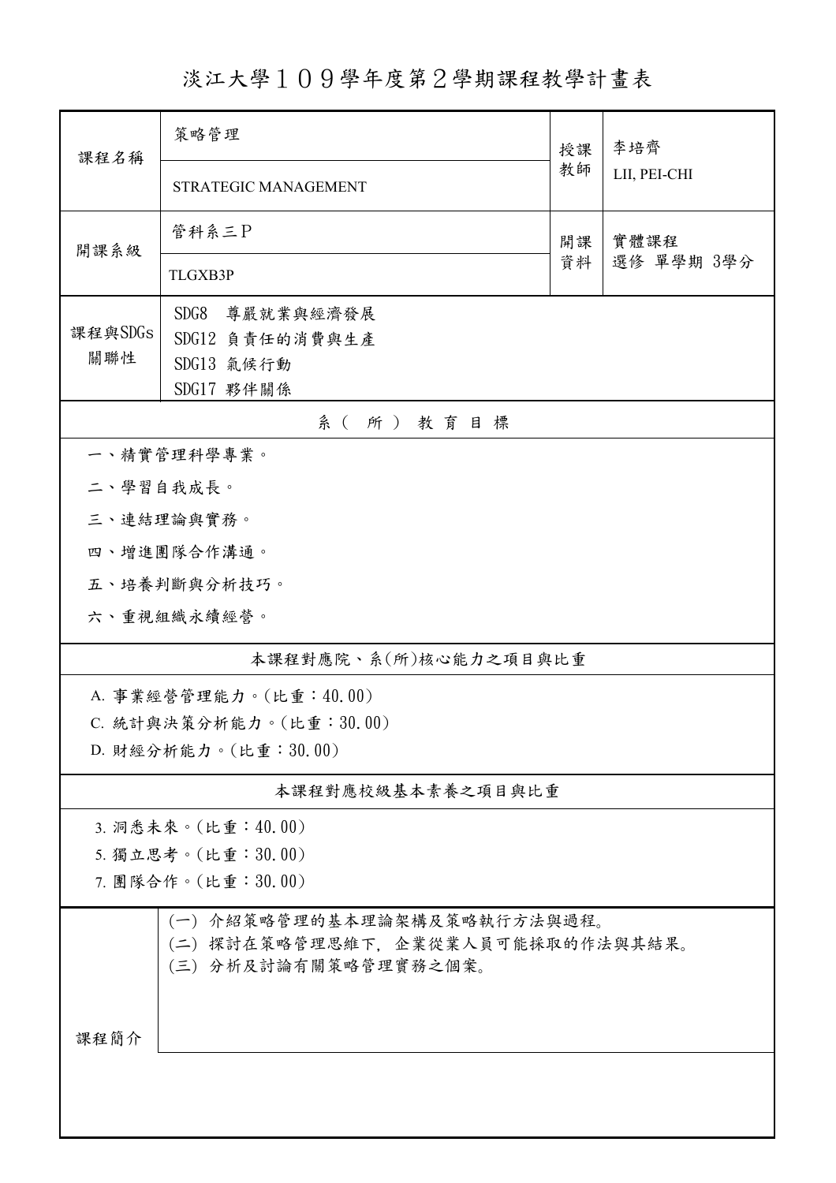# 淡江大學１０９學年度第２學期課程教學計畫表

| 課程名稱 | 策略管理 | 授課教師 | 李培齊 |
|---|---|---|---|
| | STRATEGIC MANAGEMENT | | LII, PEI-CHI |
| 開課系級 | 管科系三Ｐ | 開課資料 | 實體課程<br>選修 單學期 3學分 |
| | TLGXB3P | | |
| 課程與SDGs關聯性 | SDG8　尊嚴就業與經濟發展<br>SDG12 負責任的消費與生產<br>SDG13 氣候行動<br>SDG17 夥伴關係 | | |

## 系（所）教育目標

一、精實管理科學專業。

二、學習自我成長。

三、連結理論與實務。

四、增進團隊合作溝通。

五、培養判斷與分析技巧。

六、重視組織永續經營。

## 本課程對應院、系(所)核心能力之項目與比重

A. 事業經營管理能力。(比重：40.00)

C. 統計與決策分析能力。(比重：30.00)

D. 財經分析能力。(比重：30.00)

## 本課程對應校級基本素養之項目與比重

3. 洞悉未來。(比重：40.00)

5. 獨立思考。(比重：30.00)

7. 團隊合作。(比重：30.00)

## 課程簡介

(一) 介紹策略管理的基本理論架構及策略執行方法與過程。

(二) 探討在策略管理思維下，企業從業人員可能採取的作法與其結果。

(三) 分析及討論有關策略管理實務之個案。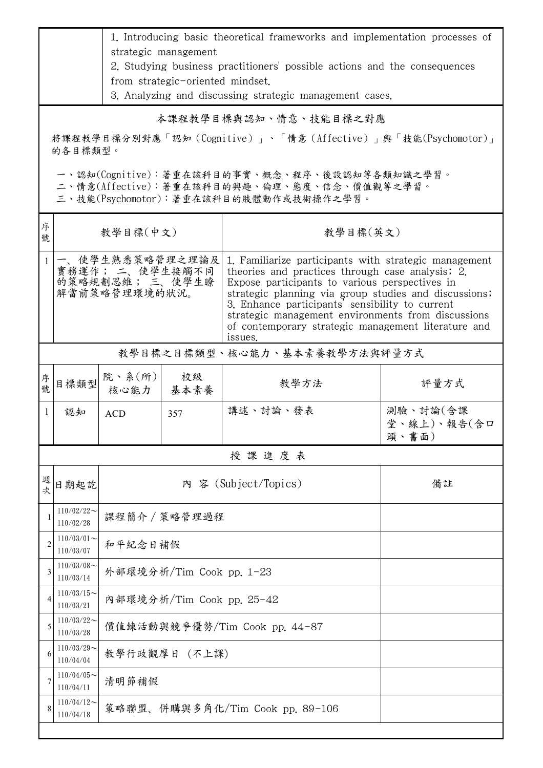| | |
|---|---|
| | 1. Introducing basic theoretical frameworks and implementation processes of strategic management<br>2. Studying business practitioners' possible actions and the consequences from strategic-oriented mindset.<br>3. Analyzing and discussing strategic management cases. |

## 本課程教學目標與認知、情意、技能目標之對應

將課程教學目標分別對應「認知（Cognitive）」、「情意（Affective）」與「技能(Psychomotor)」的各目標類型。

一、認知(Cognitive)：著重在該科目的事實、概念、程序、後設認知等各類知識之學習。
二、情意(Affective)：著重在該科目的興趣、倫理、態度、信念、價值觀等之學習。
三、技能(Psychomotor)：著重在該科目的肢體動作或技術操作之學習。

| 序號 | 教學目標(中文) | 教學目標(英文) |
|---|---|---|
| 1 | 一、使學生熟悉策略管理之理論及實務運作； 二、使學生接觸不同的策略規劃思維； 三、使學生瞭解當前策略管理環境的狀況。 | 1. Familiarize participants with strategic management theories and practices through case analysis; 2. Expose participants to various perspectives in strategic planning via group studies and discussions; 3. Enhance participants' sensibility to current strategic management environments from discussions of contemporary strategic management literature and issues. |

## 教學目標之目標類型、核心能力、基本素養教學方法與評量方式

| 序號 | 目標類型 | 院、系(所)核心能力 | 校級基本素養 | 教學方法 | 評量方式 |
|---|---|---|---|---|---|
| 1 | 認知 | ACD | 357 | 講述、討論、發表 | 測驗、討論(含課堂、線上)、報告(含口頭、書面) |

## 授 課 進 度 表

| 週次 | 日期起訖 | 內 容 (Subject/Topics) | 備註 |
|---|---|---|---|
| 1 | 110/02/22～110/02/28 | 課程簡介 / 策略管理過程 | |
| 2 | 110/03/01～110/03/07 | 和平紀念日補假 | |
| 3 | 110/03/08～110/03/14 | 外部環境分析/Tim Cook pp. 1-23 | |
| 4 | 110/03/15～110/03/21 | 內部環境分析/Tim Cook pp. 25-42 | |
| 5 | 110/03/22～110/03/28 | 價值鍊活動與競爭優勢/Tim Cook pp. 44-87 | |
| 6 | 110/03/29～110/04/04 | 教學行政觀摩日 (不上課) | |
| 7 | 110/04/05～110/04/11 | 清明節補假 | |
| 8 | 110/04/12～110/04/18 | 策略聯盟、併購與多角化/Tim Cook pp. 89-106 | |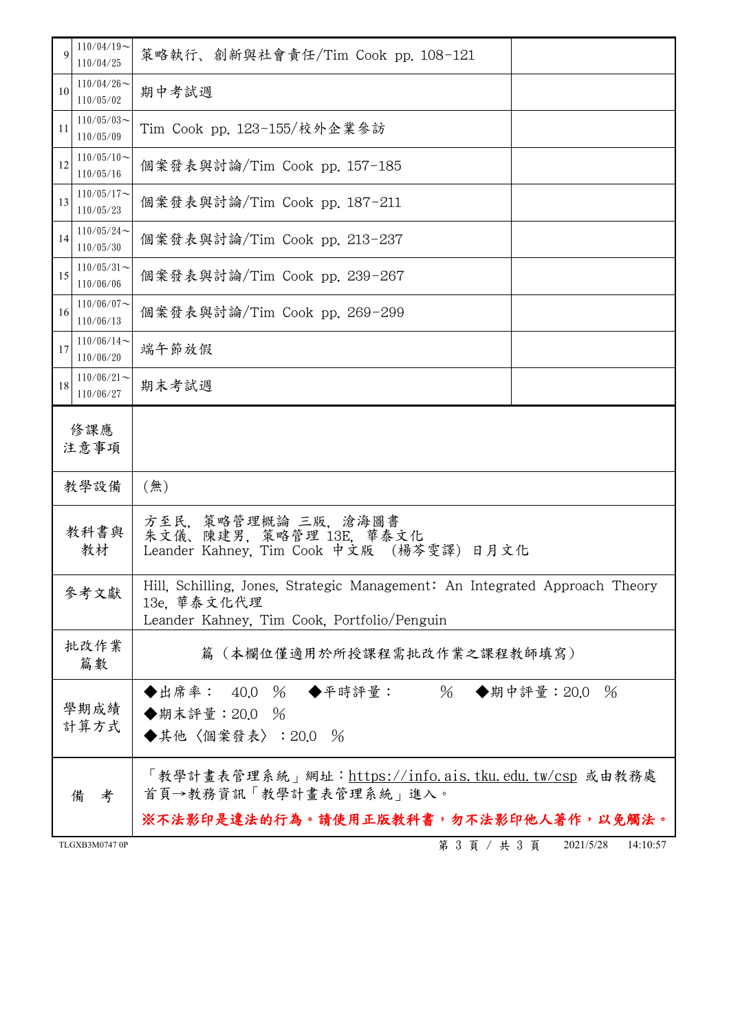| | | | |
|---|---|---|---|
| 9 | 110/04/19～<br>110/04/25 | 策略執行、創新與社會責任/Tim Cook pp. 108-121 | |
| 10 | 110/04/26～<br>110/05/02 | 期中考試週 | |
| 11 | 110/05/03～<br>110/05/09 | Tim Cook pp. 123-155/校外企業參訪 | |
| 12 | 110/05/10～<br>110/05/16 | 個案發表與討論/Tim Cook pp. 157-185 | |
| 13 | 110/05/17～<br>110/05/23 | 個案發表與討論/Tim Cook pp. 187-211 | |
| 14 | 110/05/24～<br>110/05/30 | 個案發表與討論/Tim Cook pp. 213-237 | |
| 15 | 110/05/31～<br>110/06/06 | 個案發表與討論/Tim Cook pp. 239-267 | |
| 16 | 110/06/07～<br>110/06/13 | 個案發表與討論/Tim Cook pp. 269-299 | |
| 17 | 110/06/14～<br>110/06/20 | 端午節放假 | |
| 18 | 110/06/21～<br>110/06/27 | 期末考試週 | |

| | |
|---|---|
| 修課應注意事項 | |
| 教學設備 | (無) |
| 教科書與教材 | 方至民, 策略管理概論 三版, 滄海圖書<br>朱文儀、陳建男, 策略管理 13E, 華泰文化<br>Leander Kahney, Tim Cook 中文版 (楊芩雯譯) 日月文化 |
| 參考文獻 | Hill, Schilling, Jones, Strategic Management: An Integrated Approach Theory 13e, 華泰文化代理<br>Leander Kahney, Tim Cook, Portfolio/Penguin |
| 批改作業篇數 | 篇（本欄位僅適用於所授課程需批改作業之課程教師填寫） |
| 學期成績計算方式 | ◆出席率： 40.0 ％ ◆平時評量： ％ ◆期中評量：20.0 ％<br>◆期末評量：20.0 ％<br>◆其他〈個案發表〉：20.0 ％ |
| 備考 | 「教學計畫表管理系統」網址：https://info.ais.tku.edu.tw/csp 或由教務處首頁→教務資訊「教學計畫表管理系統」進入。<br>**※不法影印是違法的行為。請使用正版教科書，勿不法影印他人著作，以免觸法。** |

TLGXB3M0747 0P　2021/5/28　14:10:57